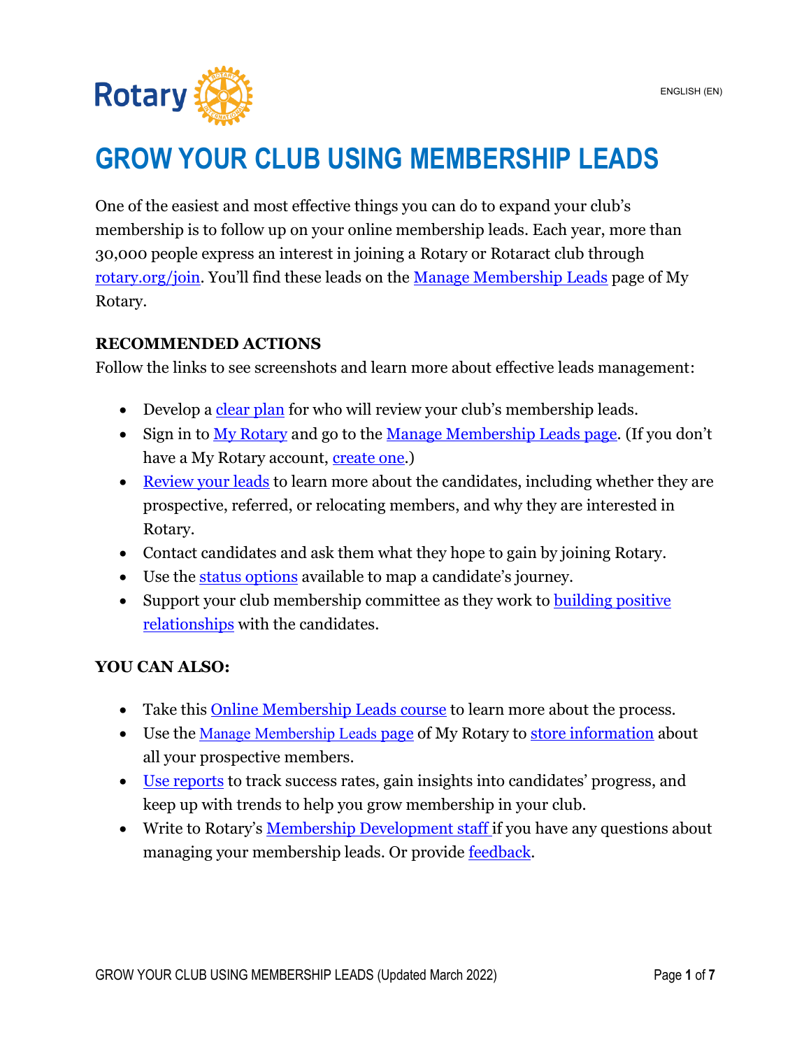ENGLISH (EN)

# GROW YOUR CLUB USING MEMBERSHIP LEADS

One of the easiest and most effective things you can do to expand your club's membership is to follow up on your online membership leads. Each year, more than 30,000 people express an interest in joining a Rotary or Rotaract club through rotary.org/join. You'll find these leads on the Manage Membership Leads page of My Rotary.

**RECOMMENDED ACTIONS**

Follow the links to see screenshots and learn more about effective leads management:

- Develop a clear plan for who will review your club's membership leads.
- Sign in to My Rotary and go to the Manage Membership Leads page. (If you don't have a My Rotary account, create one.)
- Review your leads to learn more about the candidates, including whether they are prospective, referred, or relocating members, and why they are interested in Rotary.
- Contact candidates and ask them what they hope to gain by joining Rotary.
- Use the status options available to map a candidate's journey.
- Support your club membership committee as they work to building positive relationships with the candidates.

**YOU CAN ALSO:**

- Take this Online Membership Leads course to learn more about the process.
- Use the Manage Membership Leads page of My Rotary to store information about all your prospective members.
- Use reports to track success rates, gain insights into candidates' progress, and keep up with trends to help you grow membership in your club.
- Write to Rotary's Membership Development staff if you have any questions about managing your membership leads. Or provide feedback.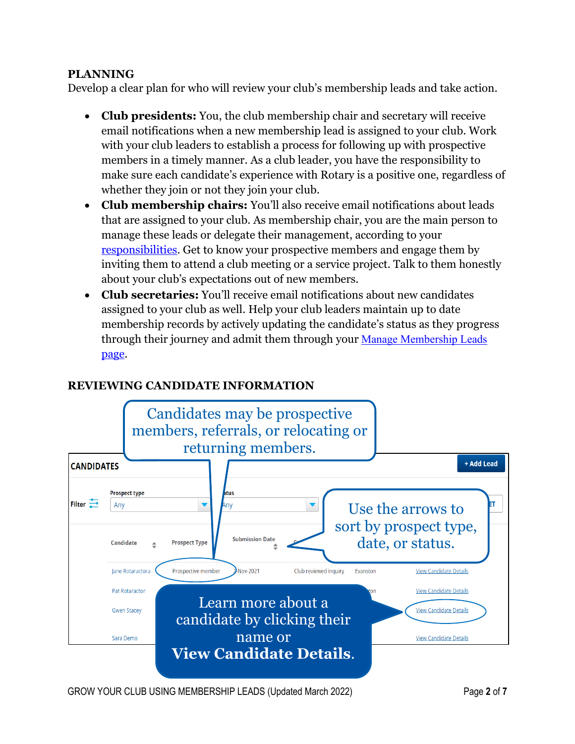## PLANNING

Develop a clear plan for who will review your club's membership leads and take action.

- **Club presidents:** You, the club membership chair and secretary will receive email notifications when a new membership lead is assigned to your club. Work with your club leaders to establish a process for following up with prospective members in a timely manner. As a club leader, you have the responsibility to make sure each candidate's experience with Rotary is a positive one, regardless of whether they join or not they join your club.
- **Club membership chairs:** You'll also receive email notifications about leads that are assigned to your club. As membership chair, you are the main person to manage these leads or delegate their management, according to your responsibilities. Get to know your prospective members and engage them by inviting them to attend a club meeting or a service project. Talk to them honestly about your club's expectations out of new members.
- **Club secretaries:** You'll receive email notifications about new candidates assigned to your club as well. Help your club leaders maintain up to date membership records by actively updating the candidate's status as they progress through their journey and admit them through your Manage Membership Leads page.

## REVIEWING CANDIDATE INFORMATION

Candidates may be prospective members, referrals, or relocating or returning members.

Use the arrows to sort by prospect type, date, or status.

Learn more about a candidate by clicking their name or **View Candidate Details**.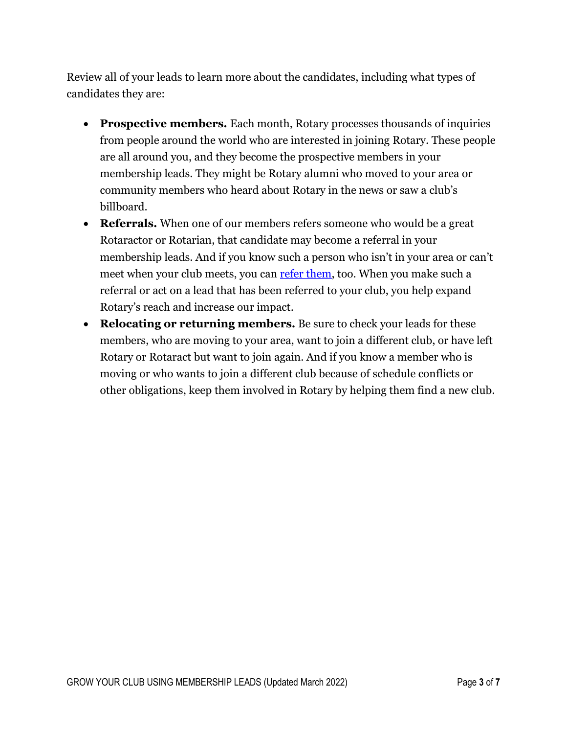Review all of your leads to learn more about the candidates, including what types of candidates they are:

- **Prospective members.** Each month, Rotary processes thousands of inquiries from people around the world who are interested in joining Rotary. These people are all around you, and they become the prospective members in your membership leads. They might be Rotary alumni who moved to your area or community members who heard about Rotary in the news or saw a club's billboard.
- **Referrals.** When one of our members refers someone who would be a great Rotaractor or Rotarian, that candidate may become a referral in your membership leads. And if you know such a person who isn't in your area or can't meet when your club meets, you can refer them, too. When you make such a referral or act on a lead that has been referred to your club, you help expand Rotary's reach and increase our impact.
- **Relocating or returning members.** Be sure to check your leads for these members, who are moving to your area, want to join a different club, or have left Rotary or Rotaract but want to join again. And if you know a member who is moving or who wants to join a different club because of schedule conflicts or other obligations, keep them involved in Rotary by helping them find a new club.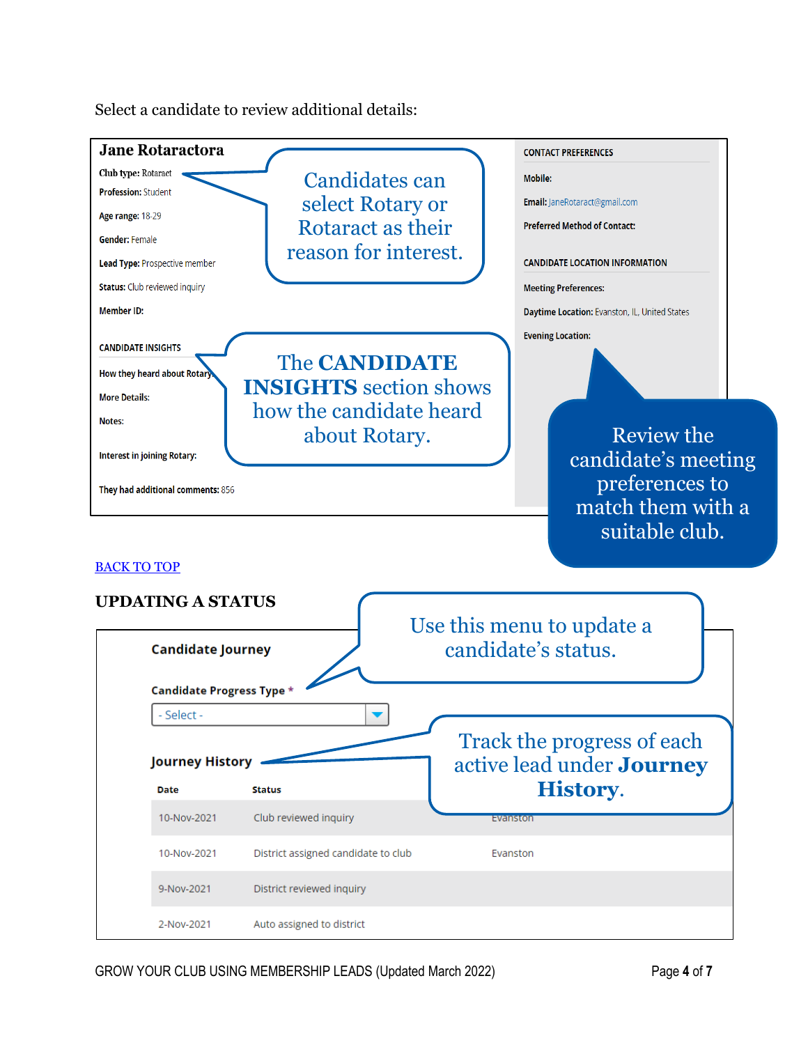Select a candidate to review additional details:

**Jane Rotaractora**

**Club type:** Rotaract

**Profession:** Student

**Age range:** 18-29

**Gender:** Female

**Lead Type:** Prospective member

**Status:** Club reviewed inquiry

**Member ID:**

CANDIDATE INSIGHTS

**How they heard about Rotary:**

**More Details:**

**Notes:**

**Interest in joining Rotary:**

**They had additional comments:** 856

CONTACT PREFERENCES

**Mobile:**

**Email:** JaneRotaract@gmail.com

**Preferred Method of Contact:**

CANDIDATE LOCATION INFORMATION

**Meeting Preferences:**

**Daytime Location:** Evanston, IL, United States

**Evening Location:**

Candidates can select Rotary or Rotaract as their reason for interest.

The **CANDIDATE INSIGHTS** section shows how the candidate heard about Rotary.

Review the candidate's meeting preferences to match them with a suitable club.

BACK TO TOP

## UPDATING A STATUS

**Candidate Journey**

**Candidate Progress Type** *

- Select -

**Journey History**

| Date | Status | |
|---|---|---|
| 10-Nov-2021 | Club reviewed inquiry | Evanston |
| 10-Nov-2021 | District assigned candidate to club | Evanston |
| 9-Nov-2021 | District reviewed inquiry | |
| 2-Nov-2021 | Auto assigned to district | |

Use this menu to update a candidate's status.

Track the progress of each active lead under **Journey History**.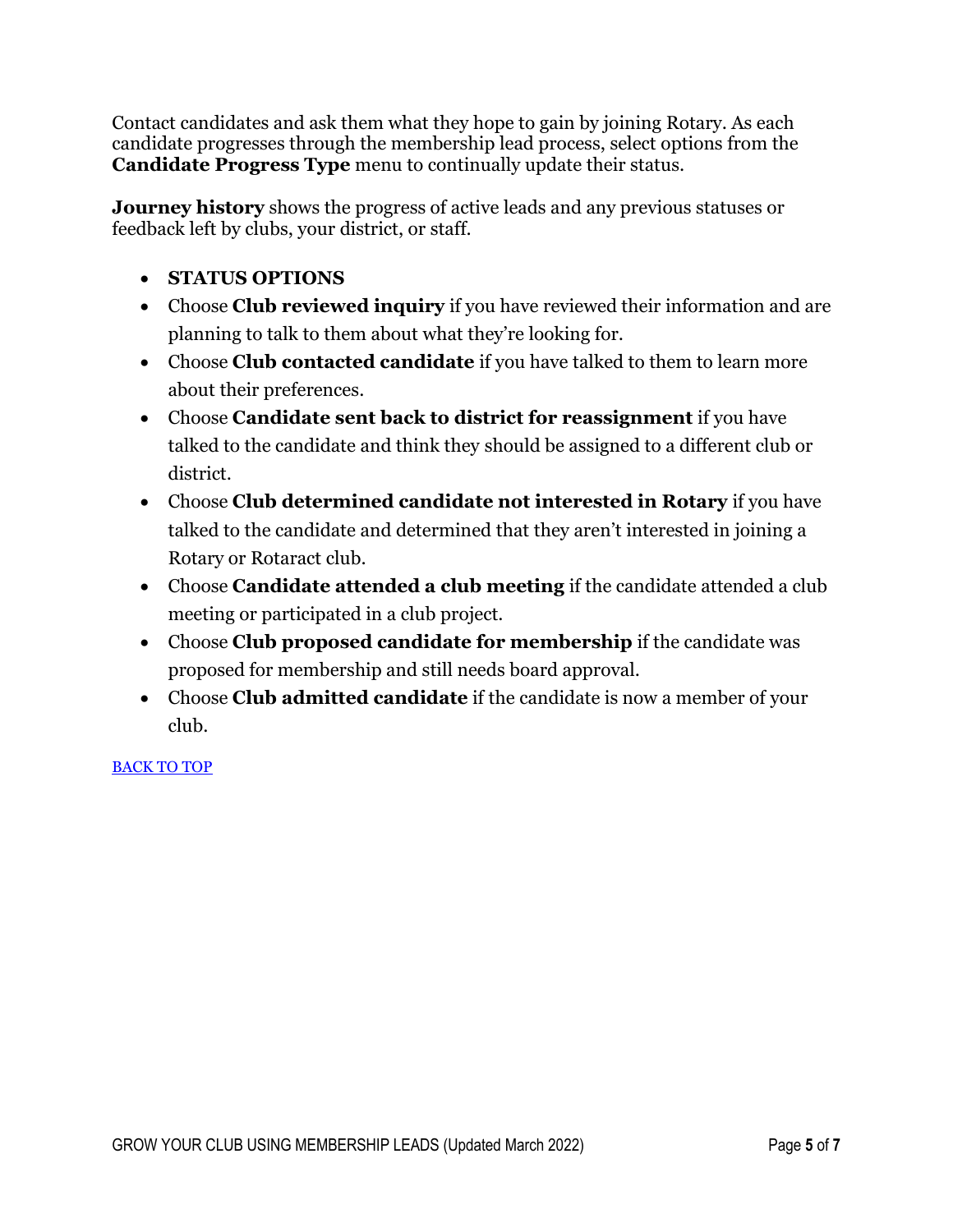Contact candidates and ask them what they hope to gain by joining Rotary. As each candidate progresses through the membership lead process, select options from the **Candidate Progress Type** menu to continually update their status.

**Journey history** shows the progress of active leads and any previous statuses or feedback left by clubs, your district, or staff.

- **STATUS OPTIONS**
- Choose **Club reviewed inquiry** if you have reviewed their information and are planning to talk to them about what they're looking for.
- Choose **Club contacted candidate** if you have talked to them to learn more about their preferences.
- Choose **Candidate sent back to district for reassignment** if you have talked to the candidate and think they should be assigned to a different club or district.
- Choose **Club determined candidate not interested in Rotary** if you have talked to the candidate and determined that they aren't interested in joining a Rotary or Rotaract club.
- Choose **Candidate attended a club meeting** if the candidate attended a club meeting or participated in a club project.
- Choose **Club proposed candidate for membership** if the candidate was proposed for membership and still needs board approval.
- Choose **Club admitted candidate** if the candidate is now a member of your club.

BACK TO TOP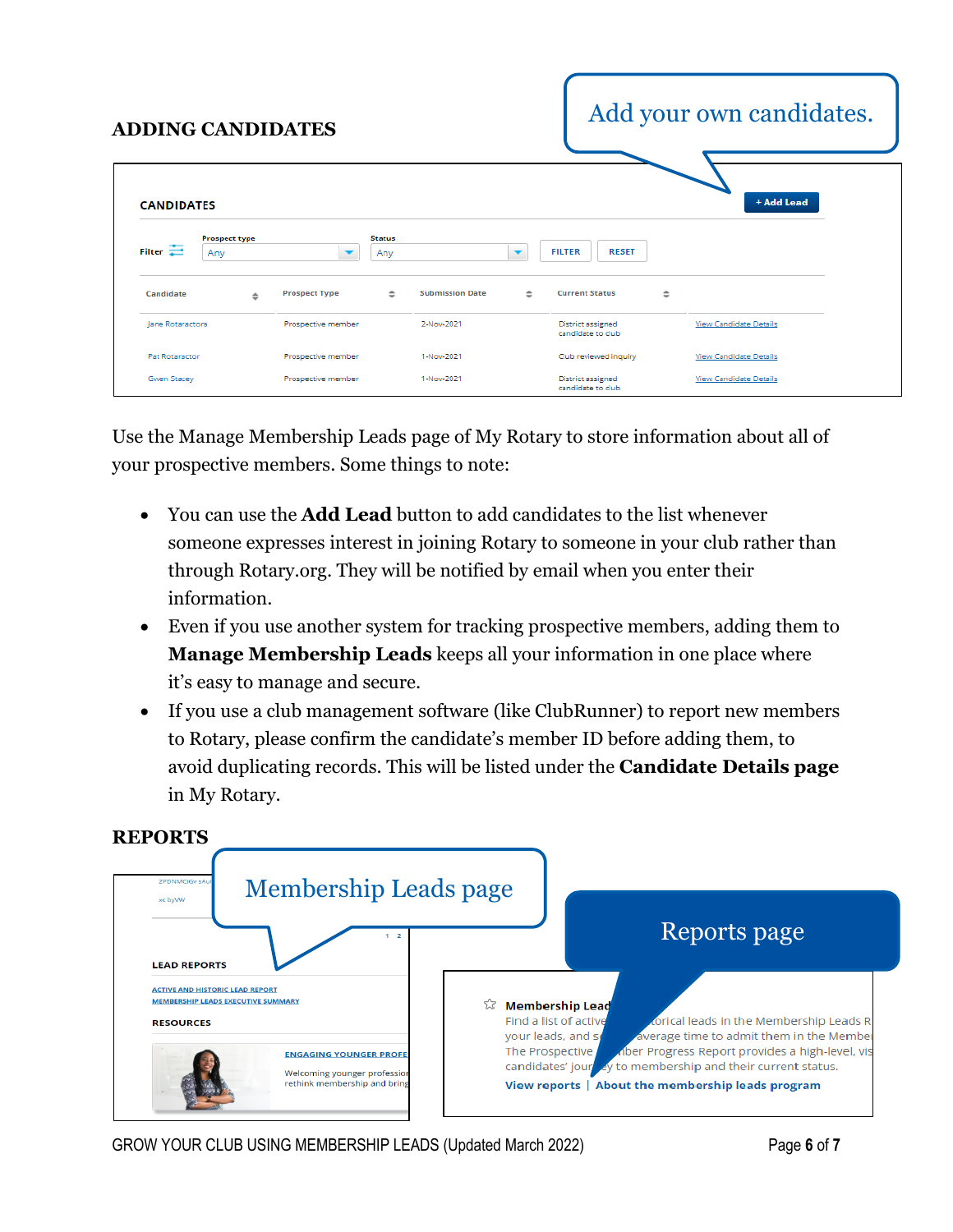## ADDING CANDIDATES

Add your own candidates.

CANDIDATES

+ Add Lead

Filter | Prospect type: Any | Status: Any | FILTER | RESET

| Candidate | Prospect Type | Submission Date | Current Status | |
|---|---|---|---|---|
| Jane Rotaractora | Prospective member | 2-Nov-2021 | District assigned candidate to club | View Candidate Details |
| Pat Rotaractor | Prospective member | 1-Nov-2021 | Cub reviewed inquiry | View Candidate Details |
| Gwen Stacey | Prospective member | 1-Nov-2021 | District assigned candidate to club | View Candidate Details |

Use the Manage Membership Leads page of My Rotary to store information about all of your prospective members. Some things to note:

- You can use the **Add Lead** button to add candidates to the list whenever someone expresses interest in joining Rotary to someone in your club rather than through Rotary.org. They will be notified by email when you enter their information.
- Even if you use another system for tracking prospective members, adding them to **Manage Membership Leads** keeps all your information in one place where it's easy to manage and secure.
- If you use a club management software (like ClubRunner) to report new members to Rotary, please confirm the candidate's member ID before adding them, to avoid duplicating records. This will be listed under the **Candidate Details page** in My Rotary.

## REPORTS

Membership Leads page

LEAD REPORTS

ACTIVE AND HISTORIC LEAD REPORT
MEMBERSHIP LEADS EXECUTIVE SUMMARY

RESOURCES

ENGAGING YOUNGER PROFE
Welcoming younger professio rethink membership and bring

Reports page

Membership Lead

Find a list of active ... torical leads in the Membership Leads R your leads, and s... average time to admit them in the Membe The Prospective ... ber Progress Report provides a high-level, vis candidates' jour... y to membership and their current status.

View reports | About the membership leads program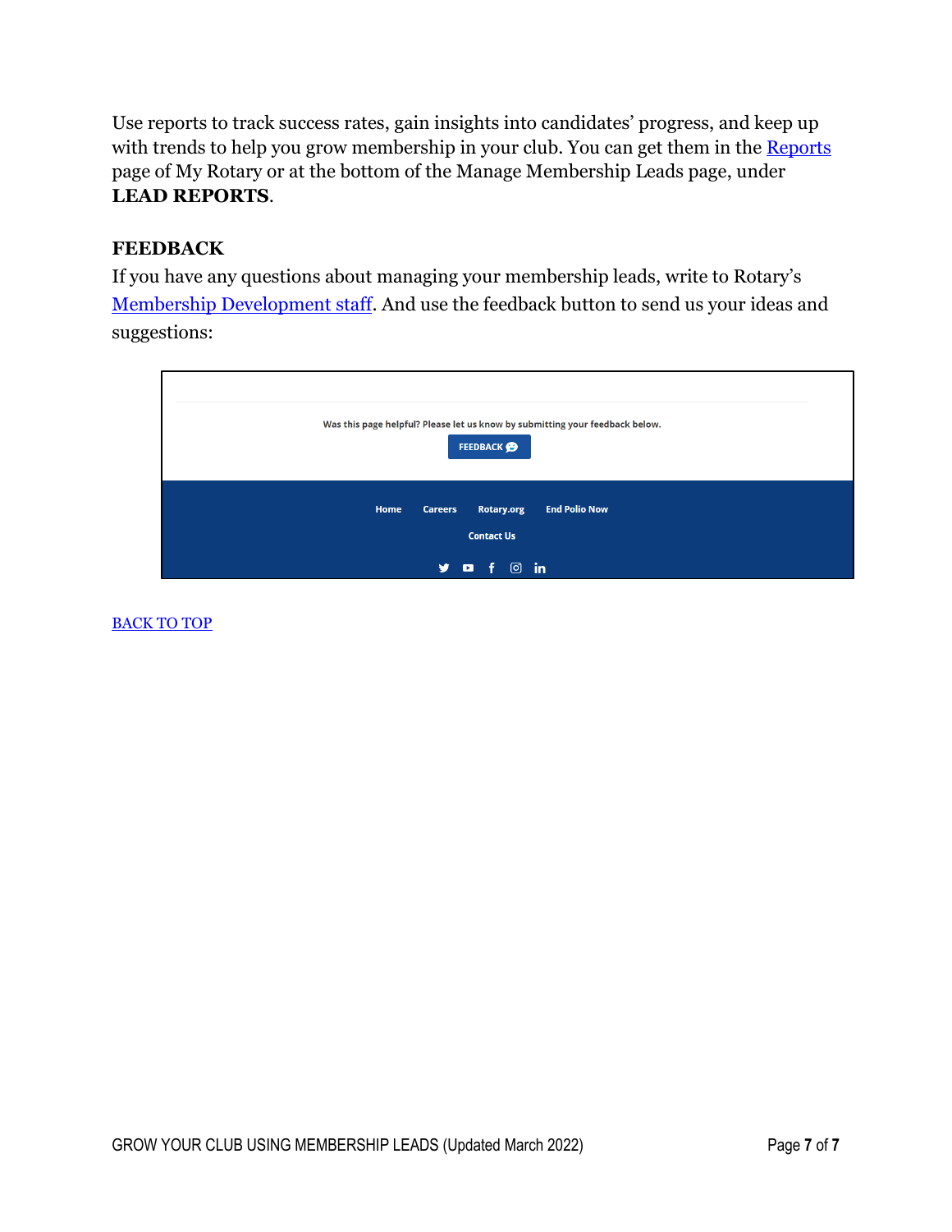Use reports to track success rates, gain insights into candidates' progress, and keep up with trends to help you grow membership in your club. You can get them in the Reports page of My Rotary or at the bottom of the Manage Membership Leads page, under **LEAD REPORTS**.

### FEEDBACK

If you have any questions about managing your membership leads, write to Rotary's Membership Development staff. And use the feedback button to send us your ideas and suggestions:

Was this page helpful? Please let us know by submitting your feedback below.

FEEDBACK

Home Careers Rotary.org End Polio Now

Contact Us

BACK TO TOP